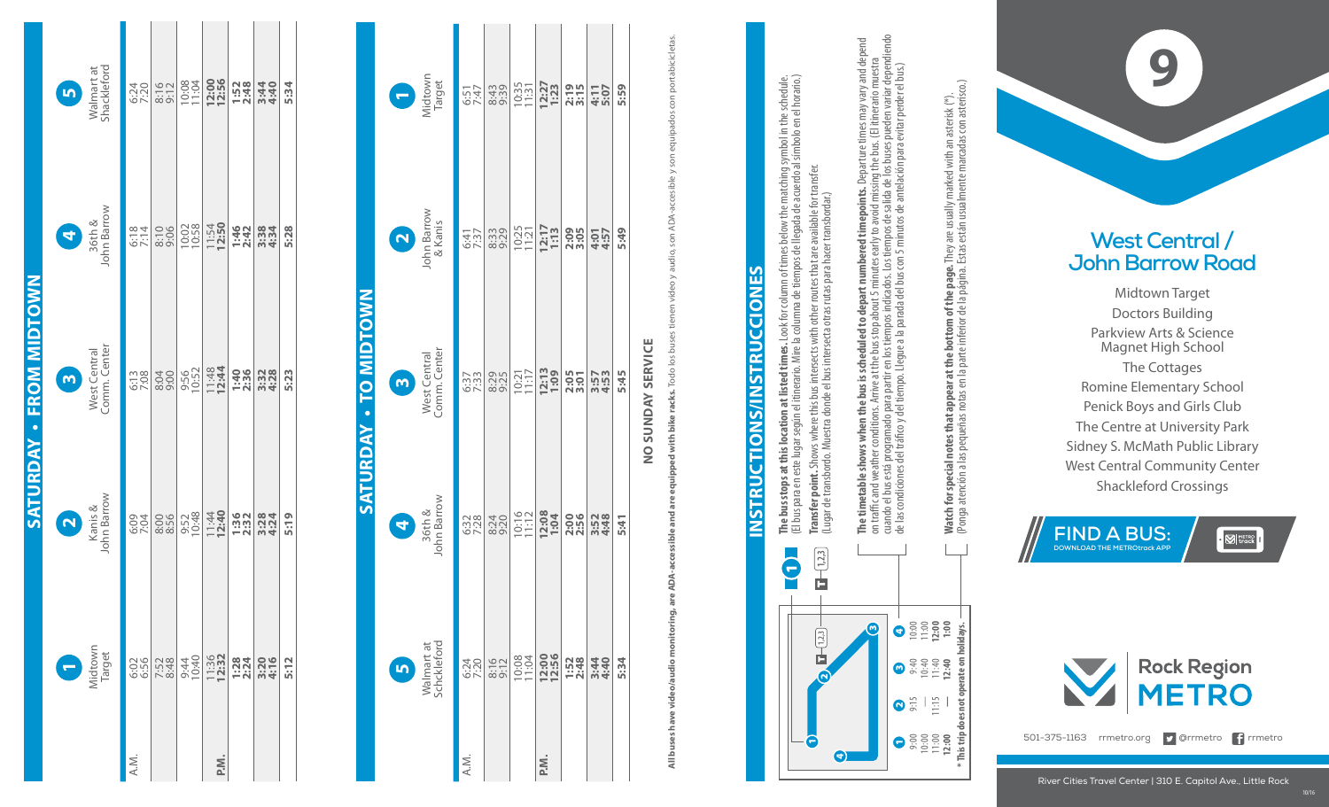# SATURDAY • FROM MIDTOWN

| | 1 Midtown Target | 2 Kanis & John Barrow | 3 West Central Comm. Center | 4 36th & John Barrow | 5 Walmart at Shackleford |
|---|---|---|---|---|---|
| A.M. | 6:02 | 6:09 | 6:13 | 6:18 | 6:24 |
| | 6:56 | 7:04 | 7:08 | 7:14 | 7:20 |
| | 7:52 | 8:00 | 8:04 | 8:10 | 8:16 |
| | 8:48 | 8:56 | 9:00 | 9:06 | 9:12 |
| | 9:44 | 9:52 | 9:56 | 10:02 | 10:08 |
| | 10:40 | 10:48 | 10:52 | 10:58 | 11:04 |
| | 11:36 | 11:44 | 11:48 | 11:54 | **12:00** |
| P.M. | **12:32** | **12:40** | **12:44** | **12:50** | **12:56** |
| | **1:28** | **1:36** | **1:40** | **1:46** | **1:52** |
| | **2:24** | **2:32** | **2:36** | **2:42** | **2:48** |
| | **3:20** | **3:28** | **3:32** | **3:38** | **3:44** |
| | **4:16** | **4:24** | **4:28** | **4:34** | **4:40** |
| | **5:12** | **5:19** | **5:23** | **5:28** | **5:34** |

# SATURDAY • TO MIDTOWN

| | 5 Walmart at Shckleford | 4 36th & John Barrow | 3 West Central Comm. Center | 2 John Barrow & Kanis | 1 Midtown Target |
|---|---|---|---|---|---|
| A.M. | 6:24 | 6:32 | 6:37 | 6:41 | 6:51 |
| | 7:20 | 7:28 | 7:33 | 7:37 | 7:47 |
| | 8:16 | 8:24 | 8:29 | 8:33 | 8:43 |
| | 9:12 | 9:20 | 9:25 | 9:29 | 9:39 |
| | 10:08 | 10:16 | 10:21 | 10:25 | 10:35 |
| | 11:04 | 11:12 | 11:17 | 11:21 | 11:31 |
| P.M. | **12:00** | **12:08** | **12:13** | **12:17** | **12:27** |
| | **12:56** | **1:04** | **1:09** | **1:13** | **1:23** |
| | **1:52** | **2:00** | **2:05** | **2:09** | **2:19** |
| | **2:48** | **2:56** | **3:01** | **3:05** | **3:15** |
| | **3:44** | **3:52** | **3:57** | **4:01** | **4:11** |
| | **4:40** | **4:48** | **4:53** | **4:57** | **5:07** |
| | **5:34** | **5:41** | **5:45** | **5:49** | **5:59** |

**NO SUNDAY SERVICE**

**All buses have video/audio monitoring, are ADA-accessible and are equipped with bike racks.** Todo los buses tienen video y audio, son ADA-accesible y son equipados con portabicicletas.

## INSTRUCTIONS/INSTRUCCIONES

| 1 | 2 | 3 | 4 |
|---|---|---|---|
| 9:00 | 9:15 | 9:40 | 10:00 |
| 10:00 | — | 10:40 | 11:00 |
| 11:00 | 11:15 | 11:40 | **12:00** |
| **12:00** | — | **12:40** | **1:00** |

\* This trip does not operate on holidays.

**The bus stops at this location at listed times.** Look for column of times below the matching symbol in the schedule. (El bus para en este lugar según el itinerario. Mire la columna de tiempos de llegada de acuerdo al símbolo en el horario.)

**Transfer point.** Shows where this bus intersects with other routes that are available for transfer. (Lugar de transbordo. Muestra donde el bus intersecta otras rutas para hacer transbordar.)

**The timetable shows when the bus is scheduled to depart numbered timepoints.** Departure times may vary and depend on traffic and weather conditions. Arrive at the bus stop about 5 minutes early to avoid missing the bus. (El itinerario muestra cuando el bus está programado para partir en los tiempos indicados. Los tiempos de salida de los buses pueden variar dependiendo de las condiciones del tráfico y del tiempo. Llegue a la parada del bus con 5 minutos de antelación para evitar perder el bus.)

**Watch for special notes that appear at the bottom of the page.** They are usually marked with an asterisk (\*). (Ponga atención a las pequeñas notas en la parte inferior de la página. Estas están usualmente marcadas con asterisco.)

# 9

## West Central / John Barrow Road

Midtown Target
Doctors Building
Parkview Arts & Science Magnet High School
The Cottages
Romine Elementary School
Penick Boys and Girls Club
The Centre at University Park
Sidney S. McMath Public Library
West Central Community Center
Shackleford Crossings

**FIND A BUS:** DOWNLOAD THE METROtrack APP

Rock Region METRO

501-375-1163 rrmetro.org @rrmetro rrmetro

River Cities Travel Center | 310 E. Capitol Ave., Little Rock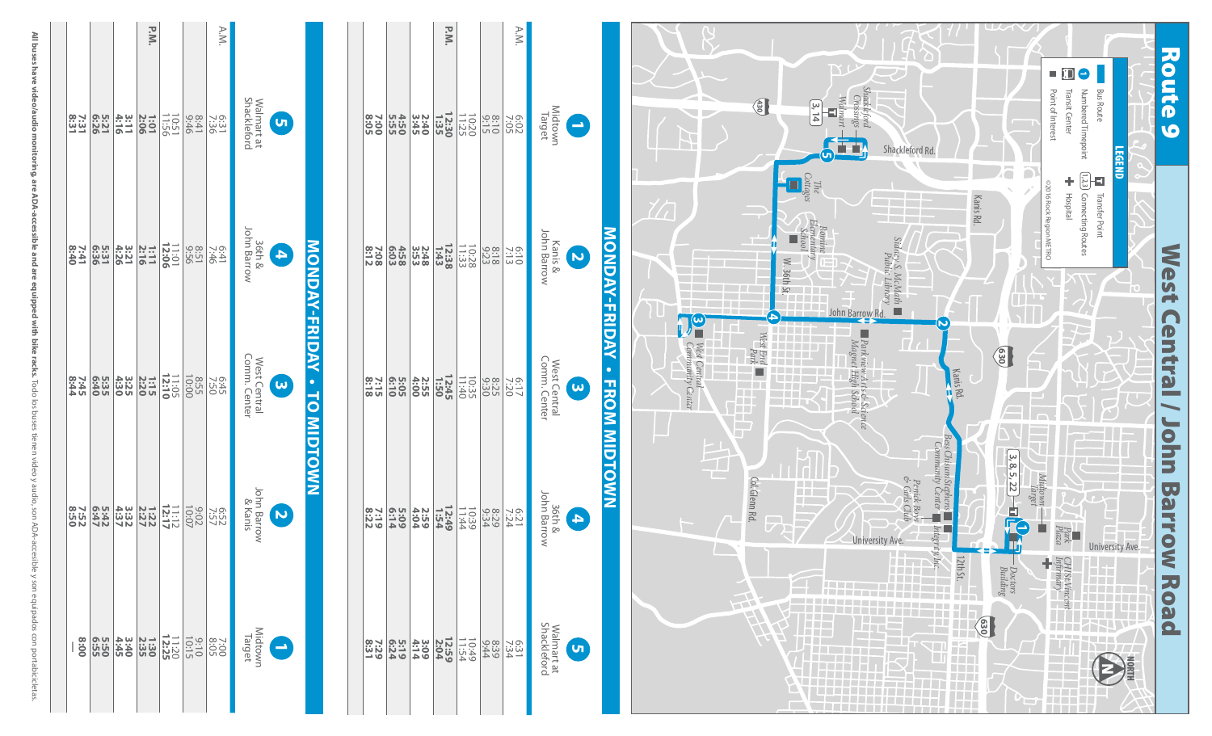# Route 9

## West Central / John Barrow Road

**LEGEND**

- Bus Route
- Numbered Timepoint
- Transit Center
- Point of Interest
- Transfer Point
- Connecting Routes
- Hospital

©2016 Rock Region METRO

NORTH

Shackleford Rd.
Shackleford Crossings
Walmart
3, 14
430
The Cottages
Romine Elementary School
W. 36th St.
Kanis Rd.
Sidney S. McMath Public Library
John Barrow Rd.
Parkview Arts & Science Magnet High School
West End Park
West Central Community Center
630
Bess Chisum Stephens Community Center
Penick Boys & Girls Club
Integrity Inc.
Col. Glenn Rd.
University Ave.
Midtown Target
3, 8, 5, 22
Park Plaza
CHI St. Vincent Infirmary
Doctors Building
12th St.

### MONDAY-FRIDAY • FROM MIDTOWN

| | 1 Midtown Target | 2 Kanis & John Barrow | 3 West Central Comm. Center | 4 36th & John Barrow | 5 Walmart at Shackleford |
|---|---|---|---|---|---|
| A.M. | 6:02 | 6:10 | 6:17 | 6:21 | 6:31 |
| | 7:05 | 7:13 | 7:20 | 7:24 | 7:34 |
| | 8:10 | 8:18 | 8:25 | 8:29 | 8:39 |
| | 9:15 | 9:23 | 9:30 | 9:34 | 9:44 |
| | 10:20 | 10:28 | 10:35 | 10:39 | 10:49 |
| | 11:25 | 11:33 | 11:40 | 11:44 | 11:54 |
| P.M. | **12:30** | **12:38** | **12:45** | **12:49** | **12:59** |
| | **1:35** | **1:43** | **1:50** | **1:54** | **2:04** |
| | **2:40** | **2:48** | **2:55** | **2:59** | **3:09** |
| | **3:45** | **3:53** | **4:00** | **4:04** | **4:14** |
| | **4:50** | **4:58** | **5:05** | **5:09** | **5:19** |
| | **5:55** | **6:03** | **6:10** | **6:14** | **6:24** |
| | **7:00** | **7:08** | **7:15** | **7:19** | **7:29** |
| | **8:05** | **8:12** | **8:18** | **8:22** | **8:31** |

### MONDAY-FRIDAY • TO MIDTOWN

| | 5 Walmart at Shackleford | 4 36th & John Barrow | 3 West Central Comm. Center | 2 John Barrow & Kanis | 1 Midtown Target |
|---|---|---|---|---|---|
| A.M. | 6:31 | 6:41 | 6:45 | 6:52 | 7:00 |
| | 7:36 | 7:46 | 7:50 | 7:57 | 8:05 |
| | 8:41 | 8:51 | 8:55 | 9:02 | 9:10 |
| | 9:46 | 9:56 | 10:00 | 10:07 | 10:15 |
| | 10:51 | 11:01 | 11:05 | 11:12 | 11:20 |
| | 11:56 | **12:06** | **12:10** | **12:17** | **12:25** |
| P.M. | **1:01** | **1:11** | **1:15** | **1:22** | **1:30** |
| | **2:06** | **2:16** | **2:20** | **2:27** | **2:35** |
| | **3:11** | **3:21** | **3:25** | **3:32** | **3:40** |
| | **4:16** | **4:26** | **4:30** | **4:37** | **4:45** |
| | **5:21** | **5:31** | **5:35** | **5:42** | **5:50** |
| | **6:26** | **6:36** | **6:40** | **6:47** | **6:55** |
| | **7:31** | **7:41** | **7:45** | **7:52** | **8:00** |
| | **8:31** | **8:40** | **8:44** | **8:50** | — |

**All buses have video/audio monitoring, are ADA-accessible and are equipped with bike racks.** Todo los buses tienen video y audio, son ADA-accesible y son equipados con portabicicletas.